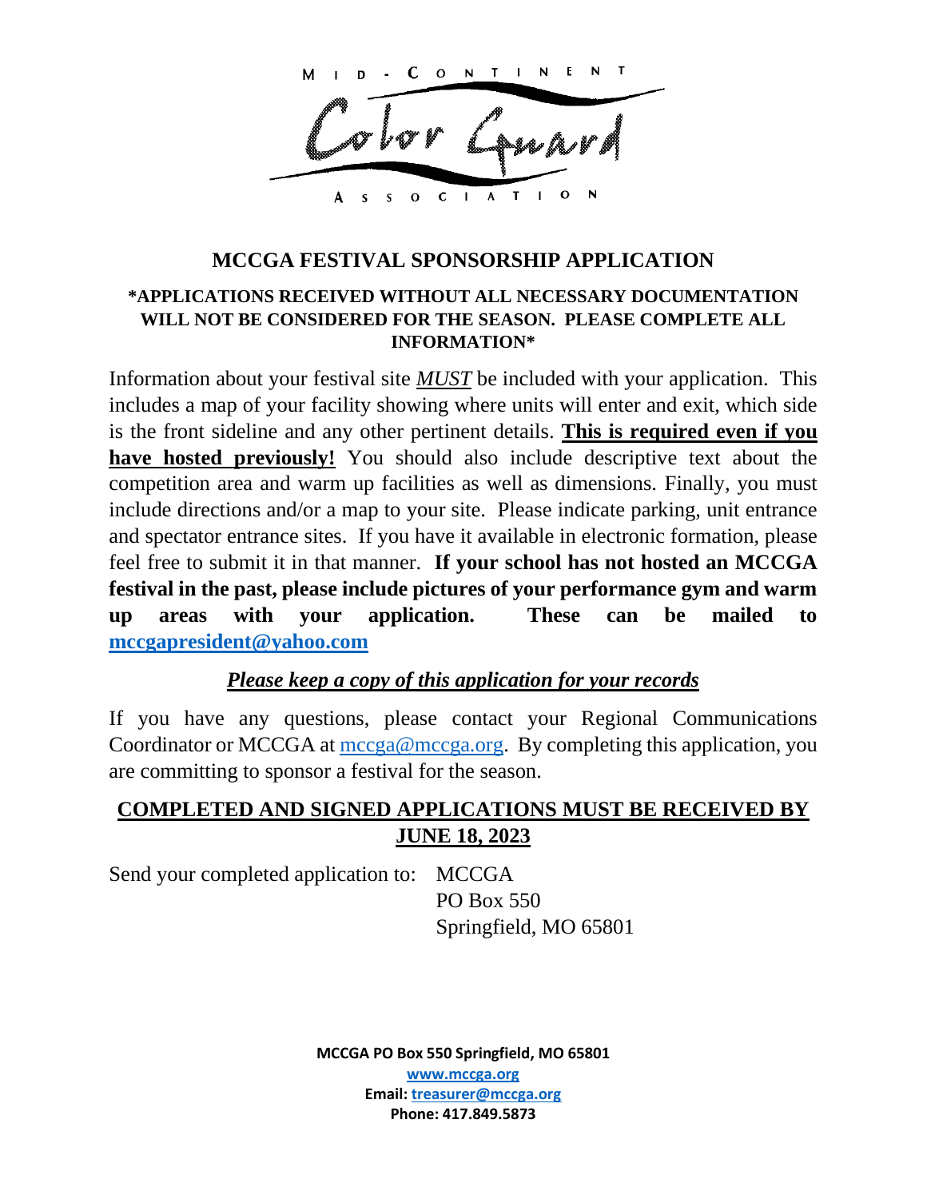MID-CONTINENT Color Guard ASSOCIATION

## MCCGA FESTIVAL SPONSORSHIP APPLICATION

**\*APPLICATIONS RECEIVED WITHOUT ALL NECESSARY DOCUMENTATION WILL NOT BE CONSIDERED FOR THE SEASON. PLEASE COMPLETE ALL INFORMATION\***

Information about your festival site ***MUST*** be included with your application. This includes a map of your facility showing where units will enter and exit, which side is the front sideline and any other pertinent details. **This is required even if you have hosted previously!** You should also include descriptive text about the competition area and warm up facilities as well as dimensions. Finally, you must include directions and/or a map to your site. Please indicate parking, unit entrance and spectator entrance sites. If you have it available in electronic formation, please feel free to submit it in that manner. **If your school has not hosted an MCCGA festival in the past, please include pictures of your performance gym and warm up areas with your application. These can be mailed to mccgapresident@yahoo.com**

***Please keep a copy of this application for your records***

If you have any questions, please contact your Regional Communications Coordinator or MCCGA at mccga@mccga.org. By completing this application, you are committing to sponsor a festival for the season.

**COMPLETED AND SIGNED APPLICATIONS MUST BE RECEIVED BY JUNE 18, 2023**

Send your completed application to: MCCGA
PO Box 550
Springfield, MO 65801

**MCCGA PO Box 550 Springfield, MO 65801**
**www.mccga.org**
**Email: treasurer@mccga.org**
**Phone: 417.849.5873**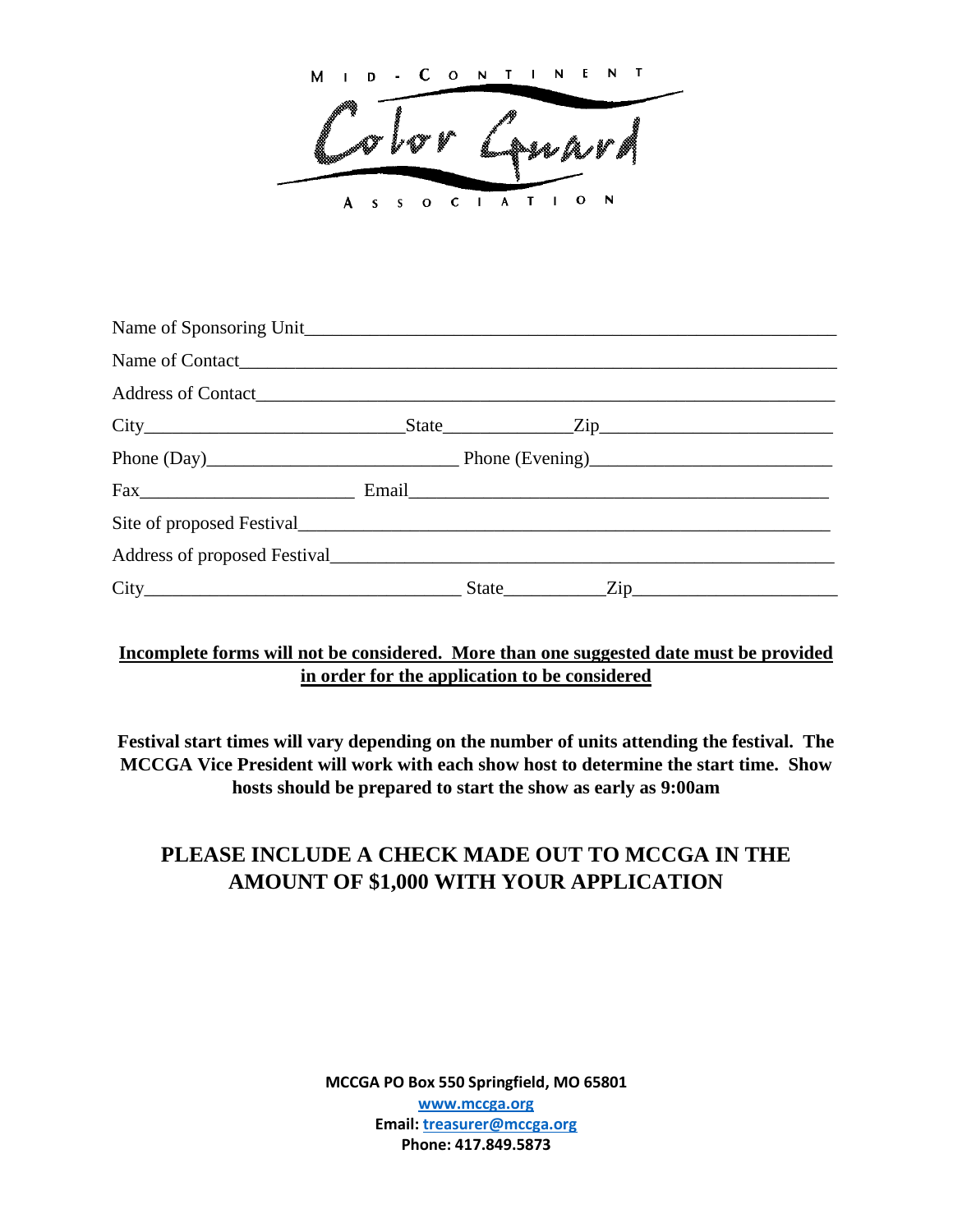MID-CONTINENT

Color Guard

ASSOCIATION

Name of Sponsoring Unit________________________________________________________

Name of Contact_____________________________________________________________

Address of Contact____________________________________________________________

City_____________________________State_____________Zip________________________

Phone (Day)__________________________ Phone (Evening)________________________

Fax______________________ Email____________________________________________

Site of proposed Festival________________________________________________________

Address of proposed Festival____________________________________________________

City__________________________________ State__________Zip_____________________

**<u>Incomplete forms will not be considered. More than one suggested date must be provided in order for the application to be considered</u>**

**Festival start times will vary depending on the number of units attending the festival. The MCCGA Vice President will work with each show host to determine the start time. Show hosts should be prepared to start the show as early as 9:00am**

## PLEASE INCLUDE A CHECK MADE OUT TO MCCGA IN THE AMOUNT OF $1,000 WITH YOUR APPLICATION

**MCCGA PO Box 550 Springfield, MO 65801**
**www.mccga.org**
**Email: treasurer@mccga.org**
**Phone: 417.849.5873**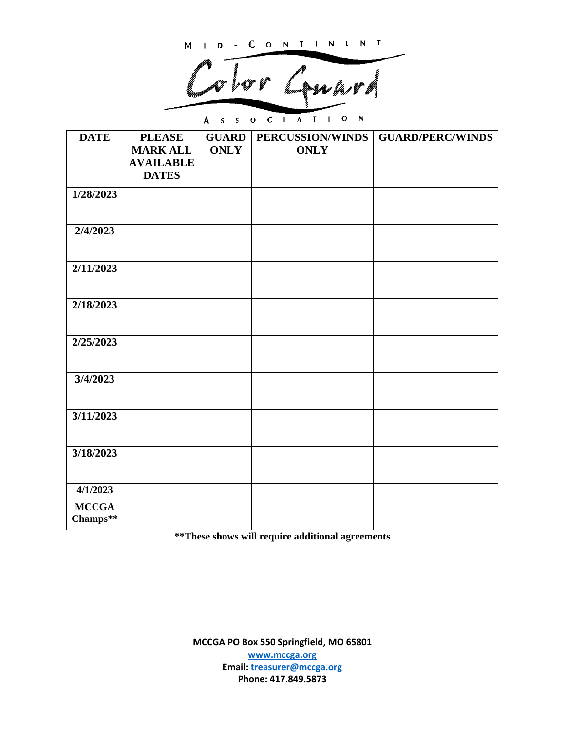# Mid-Continent Color Guard Association

| DATE | PLEASE MARK ALL AVAILABLE DATES | GUARD ONLY | PERCUSSION/WINDS ONLY | GUARD/PERC/WINDS |
|---|---|---|---|---|
| 1/28/2023 | | | | |
| 2/4/2023 | | | | |
| 2/11/2023 | | | | |
| 2/18/2023 | | | | |
| 2/25/2023 | | | | |
| 3/4/2023 | | | | |
| 3/11/2023 | | | | |
| 3/18/2023 | | | | |
| 4/1/2023 MCCGA Champs** | | | | |

**These shows will require additional agreements

**MCCGA PO Box 550 Springfield, MO 65801**
**www.mccga.org**
**Email: treasurer@mccga.org**
**Phone: 417.849.5873**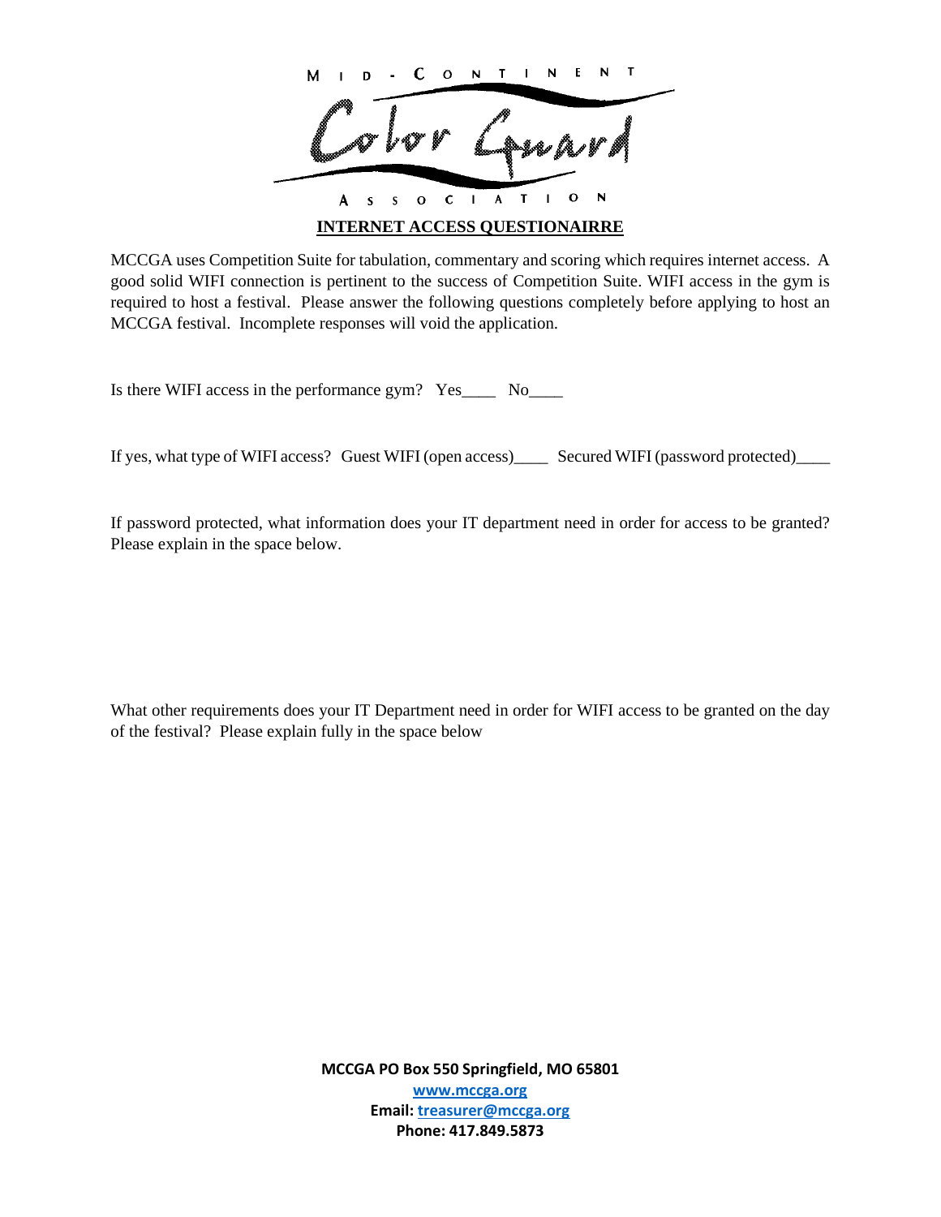MID-CONTINENT

Color Guard

ASSOCIATION

## INTERNET ACCESS QUESTIONAIRRE

MCCGA uses Competition Suite for tabulation, commentary and scoring which requires internet access. A good solid WIFI connection is pertinent to the success of Competition Suite. WIFI access in the gym is required to host a festival. Please answer the following questions completely before applying to host an MCCGA festival. Incomplete responses will void the application.

Is there WIFI access in the performance gym? Yes____ No____

If yes, what type of WIFI access? Guest WIFI (open access)____ Secured WIFI (password protected)____

If password protected, what information does your IT department need in order for access to be granted? Please explain in the space below.

What other requirements does your IT Department need in order for WIFI access to be granted on the day of the festival? Please explain fully in the space below

**MCCGA PO Box 550 Springfield, MO 65801**
**www.mccga.org**
**Email: treasurer@mccga.org**
**Phone: 417.849.5873**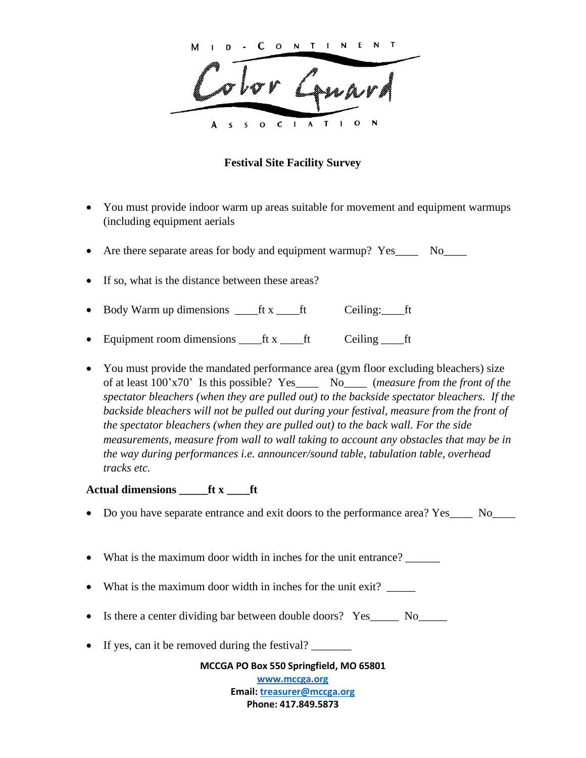Mid-Continent Color Guard Association

**Festival Site Facility Survey**

- You must provide indoor warm up areas suitable for movement and equipment warmups (including equipment aerials
- Are there separate areas for body and equipment warmup? Yes____ No____
- If so, what is the distance between these areas?
- Body Warm up dimensions ____ft x ____ft Ceiling:____ft
- Equipment room dimensions ____ft x ____ft Ceiling ____ft
- You must provide the mandated performance area (gym floor excluding bleachers) size of at least 100'x70' Is this possible? Yes____ No____ (*measure from the front of the spectator bleachers (when they are pulled out) to the backside spectator bleachers. If the backside bleachers will not be pulled out during your festival, measure from the front of the spectator bleachers (when they are pulled out) to the back wall. For the side measurements, measure from wall to wall taking to account any obstacles that may be in the way during performances i.e. announcer/sound table, tabulation table, overhead tracks etc.*

**Actual dimensions _____ft x ____ft**

- Do you have separate entrance and exit doors to the performance area? Yes____ No____
- What is the maximum door width in inches for the unit entrance? ______
- What is the maximum door width in inches for the unit exit? _____
- Is there a center dividing bar between double doors? Yes_____ No_____
- If yes, can it be removed during the festival? _______

**MCCGA PO Box 550 Springfield, MO 65801**
**www.mccga.org**
**Email: treasurer@mccga.org**
**Phone: 417.849.5873**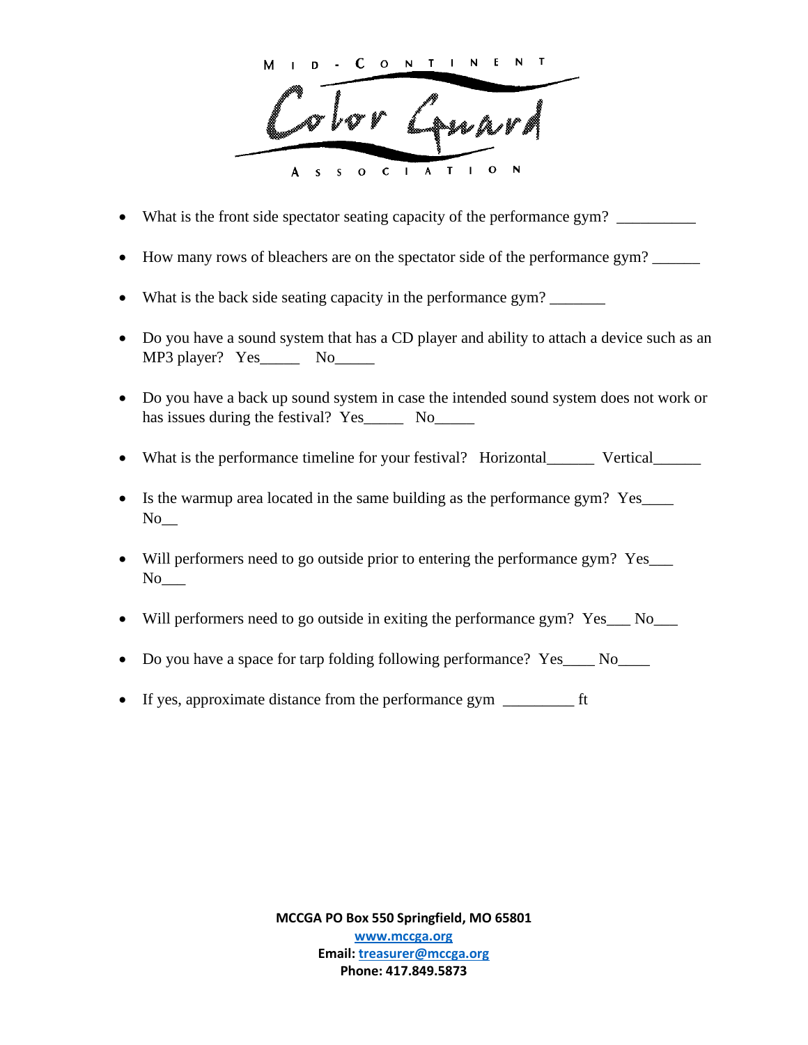Mid-Continent Color Guard Association

- What is the front side spectator seating capacity of the performance gym? __________
- How many rows of bleachers are on the spectator side of the performance gym? ______
- What is the back side seating capacity in the performance gym? _______
- Do you have a sound system that has a CD player and ability to attach a device such as an MP3 player? Yes_____ No_____
- Do you have a back up sound system in case the intended sound system does not work or has issues during the festival? Yes_____ No_____
- What is the performance timeline for your festival? Horizontal______ Vertical______
- Is the warmup area located in the same building as the performance gym? Yes____ No__
- Will performers need to go outside prior to entering the performance gym? Yes___ No___
- Will performers need to go outside in exiting the performance gym? Yes___ No___
- Do you have a space for tarp folding following performance? Yes____ No____
- If yes, approximate distance from the performance gym _________ ft

**MCCGA PO Box 550 Springfield, MO 65801**
**www.mccga.org**
**Email: treasurer@mccga.org**
**Phone: 417.849.5873**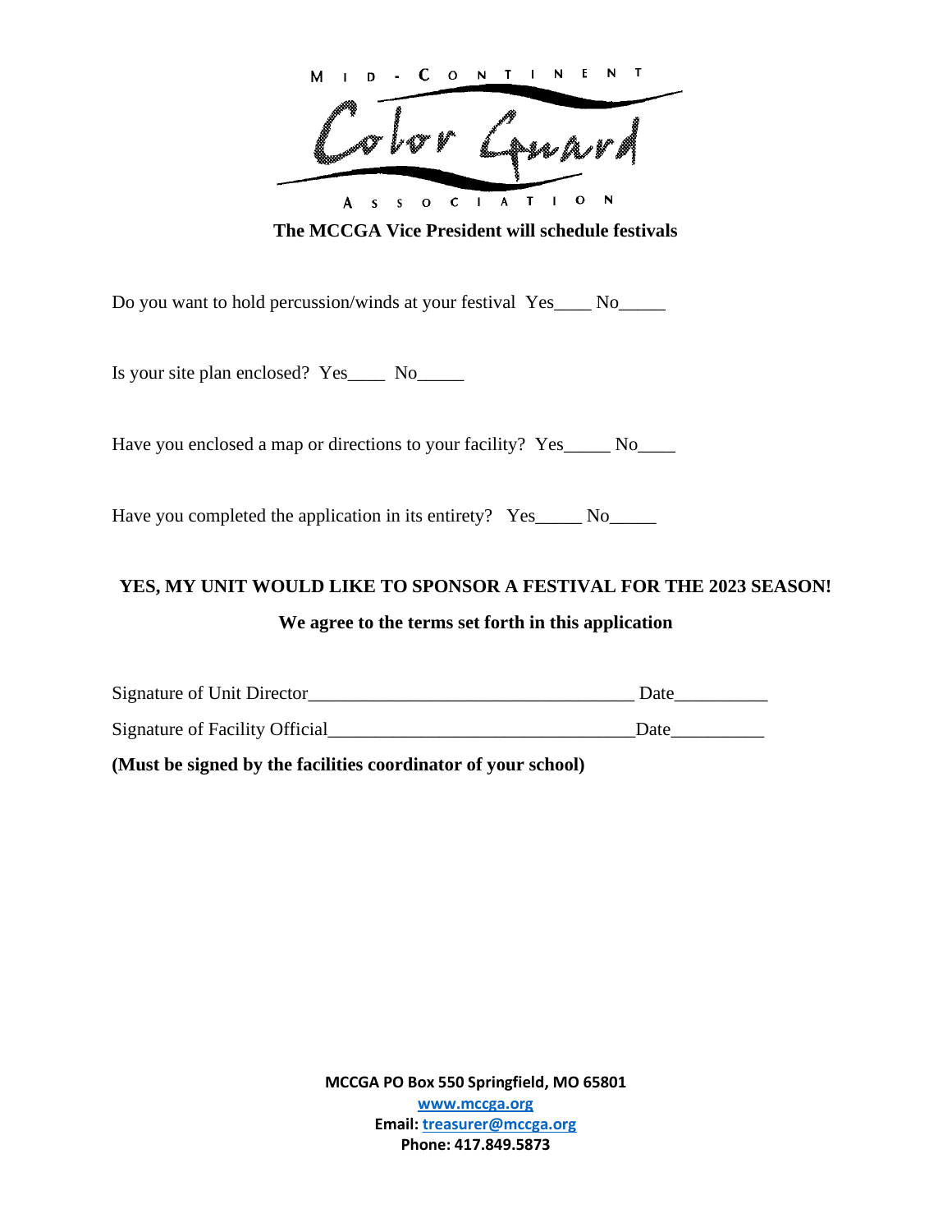**The MCCGA Vice President will schedule festivals**

Do you want to hold percussion/winds at your festival Yes____ No_____

Is your site plan enclosed? Yes____ No_____

Have you enclosed a map or directions to your facility? Yes_____ No____

Have you completed the application in its entirety? Yes_____ No_____

**YES, MY UNIT WOULD LIKE TO SPONSOR A FESTIVAL FOR THE 2023 SEASON!**

**We agree to the terms set forth in this application**

Signature of Unit Director___________________________________ Date__________

Signature of Facility Official________________________________Date__________

**(Must be signed by the facilities coordinator of your school)**

**MCCGA PO Box 550 Springfield, MO 65801**
**www.mccga.org**
**Email: treasurer@mccga.org**
**Phone: 417.849.5873**